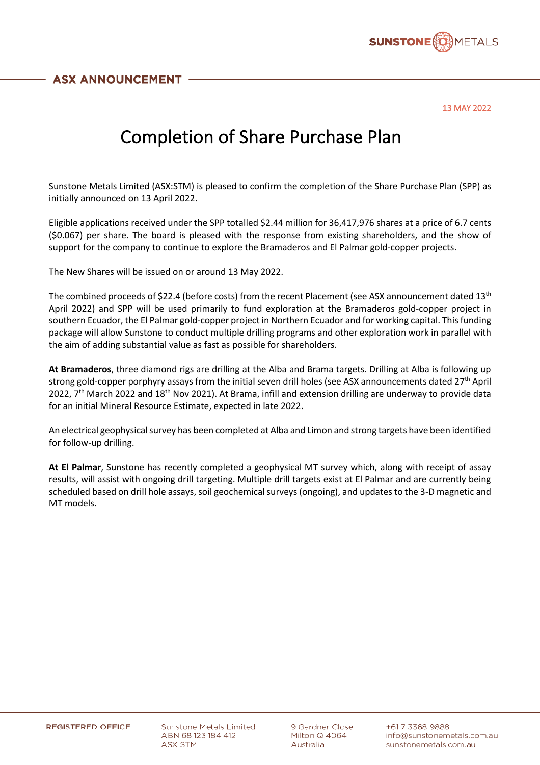**ASX ANNOUNCEMENT**

13 MAY 2022

# Completion of Share Purchase Plan

Sunstone Metals Limited (ASX:STM) is pleased to confirm the completion of the Share Purchase Plan (SPP) as initially announced on 13 April 2022.

Eligible applications received under the SPP totalled $2.44 million for 36,417,976 shares at a price of 6.7 cents ($0.067) per share. The board is pleased with the response from existing shareholders, and the show of support for the company to continue to explore the Bramaderos and El Palmar gold-copper projects.

The New Shares will be issued on or around 13 May 2022.

The combined proceeds of $22.4 (before costs) from the recent Placement (see ASX announcement dated 13th April 2022) and SPP will be used primarily to fund exploration at the Bramaderos gold-copper project in southern Ecuador, the El Palmar gold-copper project in Northern Ecuador and for working capital. This funding package will allow Sunstone to conduct multiple drilling programs and other exploration work in parallel with the aim of adding substantial value as fast as possible for shareholders.

**At Bramaderos**, three diamond rigs are drilling at the Alba and Brama targets. Drilling at Alba is following up strong gold-copper porphyry assays from the initial seven drill holes (see ASX announcements dated 27th April 2022, 7th March 2022 and 18th Nov 2021). At Brama, infill and extension drilling are underway to provide data for an initial Mineral Resource Estimate, expected in late 2022.

An electrical geophysical survey has been completed at Alba and Limon and strong targets have been identified for follow-up drilling.

**At El Palmar**, Sunstone has recently completed a geophysical MT survey which, along with receipt of assay results, will assist with ongoing drill targeting. Multiple drill targets exist at El Palmar and are currently being scheduled based on drill hole assays, soil geochemical surveys (ongoing), and updates to the 3-D magnetic and MT models.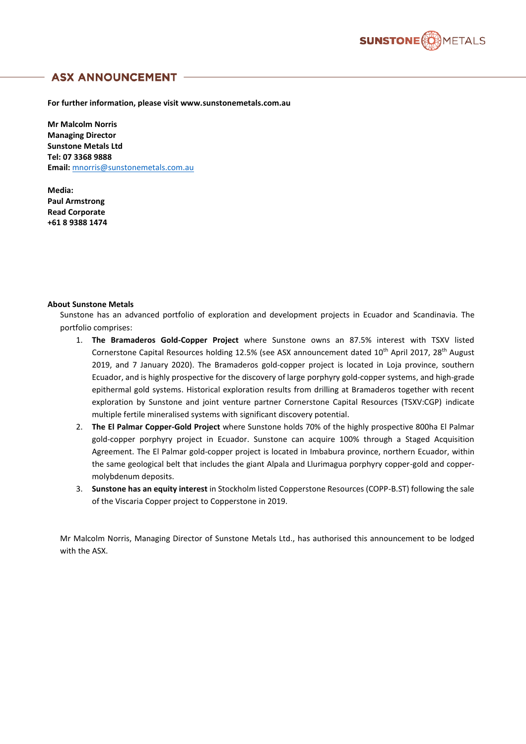## ASX ANNOUNCEMENT

**For further information, please visit www.sunstonemetals.com.au**

**Mr Malcolm Norris**
**Managing Director**
**Sunstone Metals Ltd**
**Tel: 07 3368 9888**
**Email:** mnorris@sunstonemetals.com.au

**Media:**
**Paul Armstrong**
**Read Corporate**
**+61 8 9388 1474**

**About Sunstone Metals**

Sunstone has an advanced portfolio of exploration and development projects in Ecuador and Scandinavia. The portfolio comprises:

1. **The Bramaderos Gold-Copper Project** where Sunstone owns an 87.5% interest with TSXV listed Cornerstone Capital Resources holding 12.5% (see ASX announcement dated 10th April 2017, 28th August 2019, and 7 January 2020). The Bramaderos gold-copper project is located in Loja province, southern Ecuador, and is highly prospective for the discovery of large porphyry gold-copper systems, and high-grade epithermal gold systems. Historical exploration results from drilling at Bramaderos together with recent exploration by Sunstone and joint venture partner Cornerstone Capital Resources (TSXV:CGP) indicate multiple fertile mineralised systems with significant discovery potential.
2. **The El Palmar Copper-Gold Project** where Sunstone holds 70% of the highly prospective 800ha El Palmar gold-copper porphyry project in Ecuador. Sunstone can acquire 100% through a Staged Acquisition Agreement. The El Palmar gold-copper project is located in Imbabura province, northern Ecuador, within the same geological belt that includes the giant Alpala and Llurimagua porphyry copper-gold and copper-molybdenum deposits.
3. **Sunstone has an equity interest** in Stockholm listed Copperstone Resources (COPP-B.ST) following the sale of the Viscaria Copper project to Copperstone in 2019.

Mr Malcolm Norris, Managing Director of Sunstone Metals Ltd., has authorised this announcement to be lodged with the ASX.